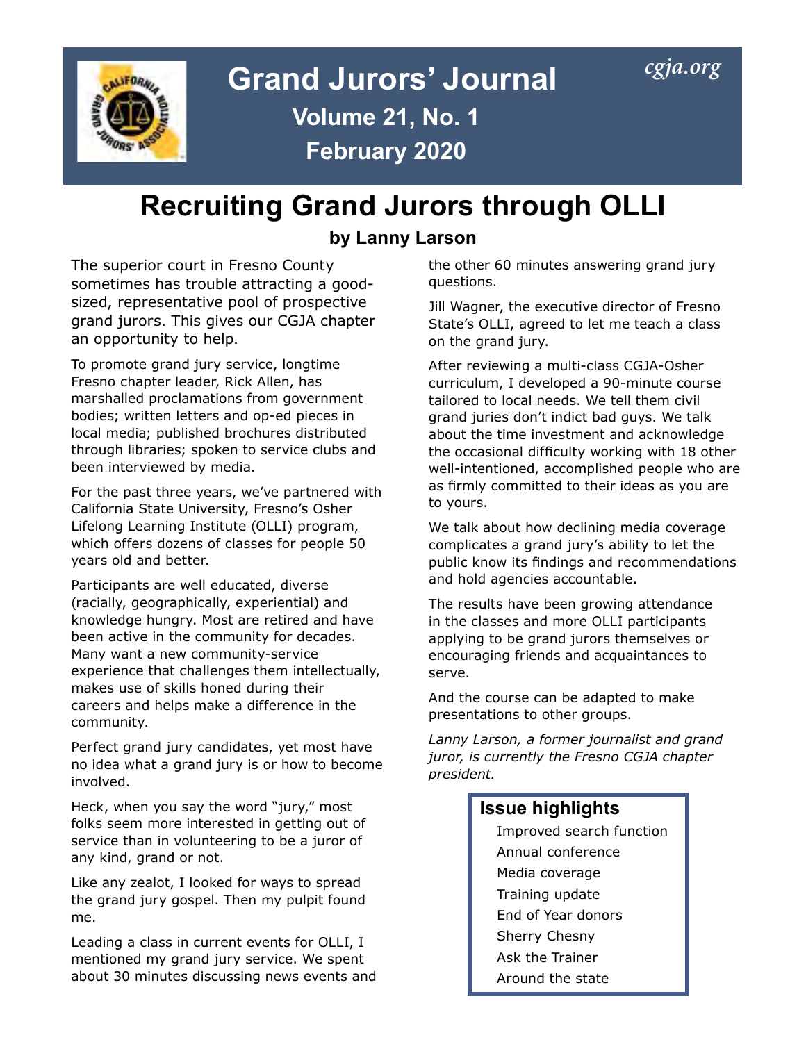# Grand Jurors' Journal

cgja.org

**Volume 21, No. 1**

**February 2020**

# Recruiting Grand Jurors through OLLI

**by Lanny Larson**

The superior court in Fresno County sometimes has trouble attracting a good-sized, representative pool of prospective grand jurors. This gives our CGJA chapter an opportunity to help.

To promote grand jury service, longtime Fresno chapter leader, Rick Allen, has marshalled proclamations from government bodies; written letters and op-ed pieces in local media; published brochures distributed through libraries; spoken to service clubs and been interviewed by media.

For the past three years, we've partnered with California State University, Fresno's Osher Lifelong Learning Institute (OLLI) program, which offers dozens of classes for people 50 years old and better.

Participants are well educated, diverse (racially, geographically, experiential) and knowledge hungry. Most are retired and have been active in the community for decades. Many want a new community-service experience that challenges them intellectually, makes use of skills honed during their careers and helps make a difference in the community.

Perfect grand jury candidates, yet most have no idea what a grand jury is or how to become involved.

Heck, when you say the word "jury," most folks seem more interested in getting out of service than in volunteering to be a juror of any kind, grand or not.

Like any zealot, I looked for ways to spread the grand jury gospel. Then my pulpit found me.

Leading a class in current events for OLLI, I mentioned my grand jury service. We spent about 30 minutes discussing news events and the other 60 minutes answering grand jury questions.

Jill Wagner, the executive director of Fresno State's OLLI, agreed to let me teach a class on the grand jury.

After reviewing a multi-class CGJA-Osher curriculum, I developed a 90-minute course tailored to local needs. We tell them civil grand juries don't indict bad guys. We talk about the time investment and acknowledge the occasional difficulty working with 18 other well-intentioned, accomplished people who are as firmly committed to their ideas as you are to yours.

We talk about how declining media coverage complicates a grand jury's ability to let the public know its findings and recommendations and hold agencies accountable.

The results have been growing attendance in the classes and more OLLI participants applying to be grand jurors themselves or encouraging friends and acquaintances to serve.

And the course can be adapted to make presentations to other groups.

*Lanny Larson, a former journalist and grand juror, is currently the Fresno CGJA chapter president.*

## Issue highlights

- Improved search function
- Annual conference
- Media coverage
- Training update
- End of Year donors
- Sherry Chesny
- Ask the Trainer
- Around the state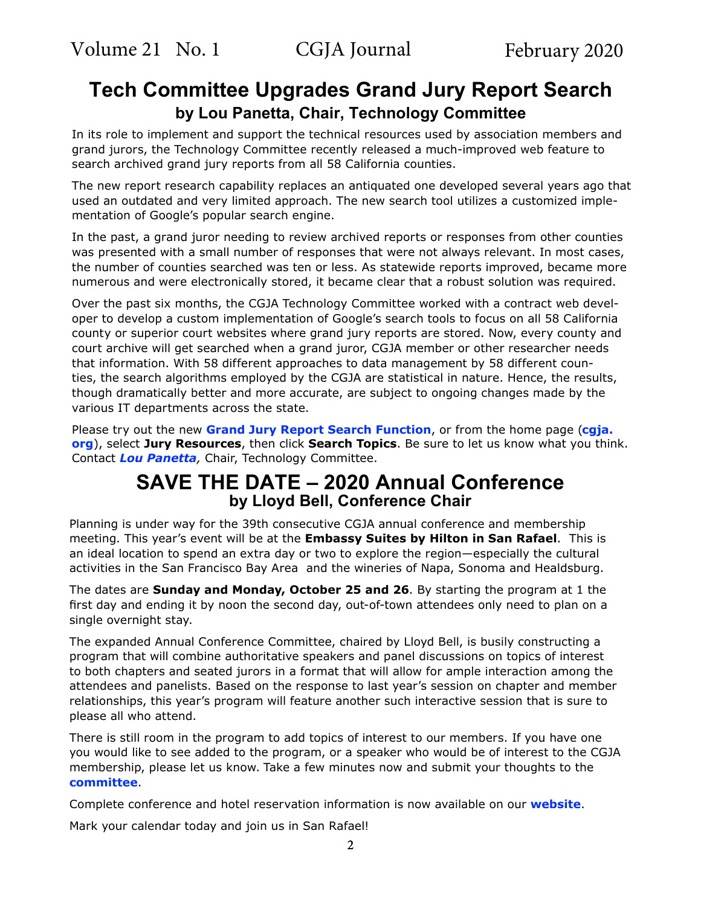## Tech Committee Upgrades Grand Jury Report Search

### by Lou Panetta, Chair, Technology Committee

In its role to implement and support the technical resources used by association members and grand jurors, the Technology Committee recently released a much-improved web feature to search archived grand jury reports from all 58 California counties.

The new report research capability replaces an antiquated one developed several years ago that used an outdated and very limited approach. The new search tool utilizes a customized implementation of Google's popular search engine.

In the past, a grand juror needing to review archived reports or responses from other counties was presented with a small number of responses that were not always relevant. In most cases, the number of counties searched was ten or less. As statewide reports improved, became more numerous and were electronically stored, it became clear that a robust solution was required.

Over the past six months, the CGJA Technology Committee worked with a contract web developer to develop a custom implementation of Google's search tools to focus on all 58 California county or superior court websites where grand jury reports are stored. Now, every county and court archive will get searched when a grand juror, CGJA member or other researcher needs that information. With 58 different approaches to data management by 58 different counties, the search algorithms employed by the CGJA are statistical in nature. Hence, the results, though dramatically better and more accurate, are subject to ongoing changes made by the various IT departments across the state.

Please try out the new **Grand Jury Report Search Function**, or from the home page (**cgja.org**), select **Jury Resources**, then click **Search Topics**. Be sure to let us know what you think. Contact ***Lou Panetta***, Chair, Technology Committee.

## SAVE THE DATE – 2020 Annual Conference

### by Lloyd Bell, Conference Chair

Planning is under way for the 39th consecutive CGJA annual conference and membership meeting. This year's event will be at the **Embassy Suites by Hilton in San Rafael**. This is an ideal location to spend an extra day or two to explore the region—especially the cultural activities in the San Francisco Bay Area and the wineries of Napa, Sonoma and Healdsburg.

The dates are **Sunday and Monday, October 25 and 26**. By starting the program at 1 the first day and ending it by noon the second day, out-of-town attendees only need to plan on a single overnight stay.

The expanded Annual Conference Committee, chaired by Lloyd Bell, is busily constructing a program that will combine authoritative speakers and panel discussions on topics of interest to both chapters and seated jurors in a format that will allow for ample interaction among the attendees and panelists. Based on the response to last year's session on chapter and member relationships, this year's program will feature another such interactive session that is sure to please all who attend.

There is still room in the program to add topics of interest to our members. If you have one you would like to see added to the program, or a speaker who would be of interest to the CGJA membership, please let us know. Take a few minutes now and submit your thoughts to the **committee**.

Complete conference and hotel reservation information is now available on our **website**.

Mark your calendar today and join us in San Rafael!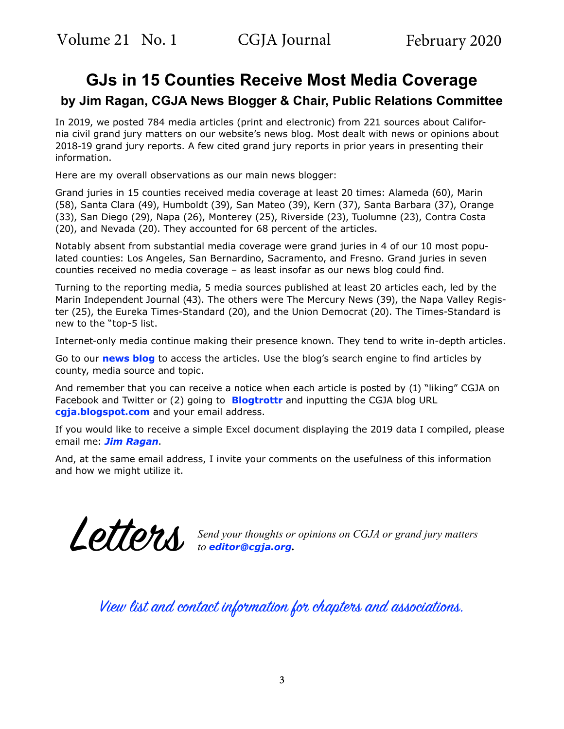# GJs in 15 Counties Receive Most Media Coverage

### by Jim Ragan, CGJA News Blogger & Chair, Public Relations Committee

In 2019, we posted 784 media articles (print and electronic) from 221 sources about California civil grand jury matters on our website's news blog. Most dealt with news or opinions about 2018-19 grand jury reports. A few cited grand jury reports in prior years in presenting their information.

Here are my overall observations as our main news blogger:

Grand juries in 15 counties received media coverage at least 20 times: Alameda (60), Marin (58), Santa Clara (49), Humboldt (39), San Mateo (39), Kern (37), Santa Barbara (37), Orange (33), San Diego (29), Napa (26), Monterey (25), Riverside (23), Tuolumne (23), Contra Costa (20), and Nevada (20). They accounted for 68 percent of the articles.

Notably absent from substantial media coverage were grand juries in 4 of our 10 most populated counties: Los Angeles, San Bernardino, Sacramento, and Fresno. Grand juries in seven counties received no media coverage – as least insofar as our news blog could find.

Turning to the reporting media, 5 media sources published at least 20 articles each, led by the Marin Independent Journal (43). The others were The Mercury News (39), the Napa Valley Register (25), the Eureka Times-Standard (20), and the Union Democrat (20). The Times-Standard is new to the "top-5 list.

Internet-only media continue making their presence known. They tend to write in-depth articles.

Go to our **news blog** to access the articles. Use the blog's search engine to find articles by county, media source and topic.

And remember that you can receive a notice when each article is posted by (1) "liking" CGJA on Facebook and Twitter or (2) going to **Blogtrottr** and inputting the CGJA blog URL **cgja.blogspot.com** and your email address.

If you would like to receive a simple Excel document displaying the 2019 data I compiled, please email me: ***Jim Ragan***.

And, at the same email address, I invite your comments on the usefulness of this information and how we might utilize it.

## Letters

*Send your thoughts or opinions on CGJA or grand jury matters to* ***editor@cgja.org*.**

*View list and contact information for chapters and associations.*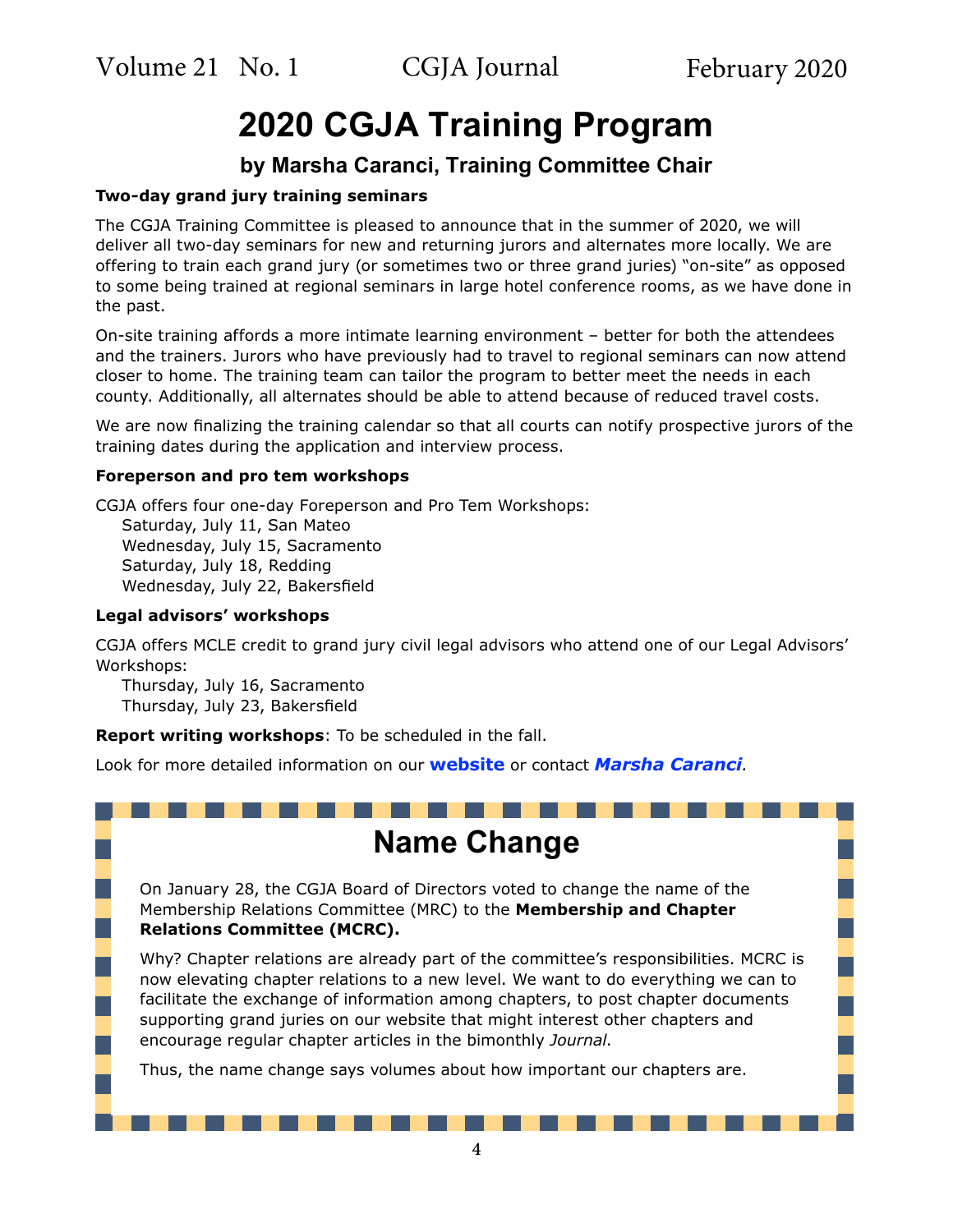# 2020 CGJA Training Program

### by Marsha Caranci, Training Committee Chair

**Two-day grand jury training seminars**

The CGJA Training Committee is pleased to announce that in the summer of 2020, we will deliver all two-day seminars for new and returning jurors and alternates more locally. We are offering to train each grand jury (or sometimes two or three grand juries) "on-site" as opposed to some being trained at regional seminars in large hotel conference rooms, as we have done in the past.

On-site training affords a more intimate learning environment – better for both the attendees and the trainers. Jurors who have previously had to travel to regional seminars can now attend closer to home. The training team can tailor the program to better meet the needs in each county. Additionally, all alternates should be able to attend because of reduced travel costs.

We are now finalizing the training calendar so that all courts can notify prospective jurors of the training dates during the application and interview process.

**Foreperson and pro tem workshops**

CGJA offers four one-day Foreperson and Pro Tem Workshops:

- Saturday, July 11, San Mateo
- Wednesday, July 15, Sacramento
- Saturday, July 18, Redding
- Wednesday, July 22, Bakersfield

**Legal advisors' workshops**

CGJA offers MCLE credit to grand jury civil legal advisors who attend one of our Legal Advisors' Workshops:

- Thursday, July 16, Sacramento
- Thursday, July 23, Bakersfield

**Report writing workshops**: To be scheduled in the fall.

Look for more detailed information on our **website** or contact ***Marsha Caranci***.

## Name Change

On January 28, the CGJA Board of Directors voted to change the name of the Membership Relations Committee (MRC) to the **Membership and Chapter Relations Committee (MCRC).**

Why? Chapter relations are already part of the committee's responsibilities. MCRC is now elevating chapter relations to a new level. We want to do everything we can to facilitate the exchange of information among chapters, to post chapter documents supporting grand juries on our website that might interest other chapters and encourage regular chapter articles in the bimonthly *Journal*.

Thus, the name change says volumes about how important our chapters are.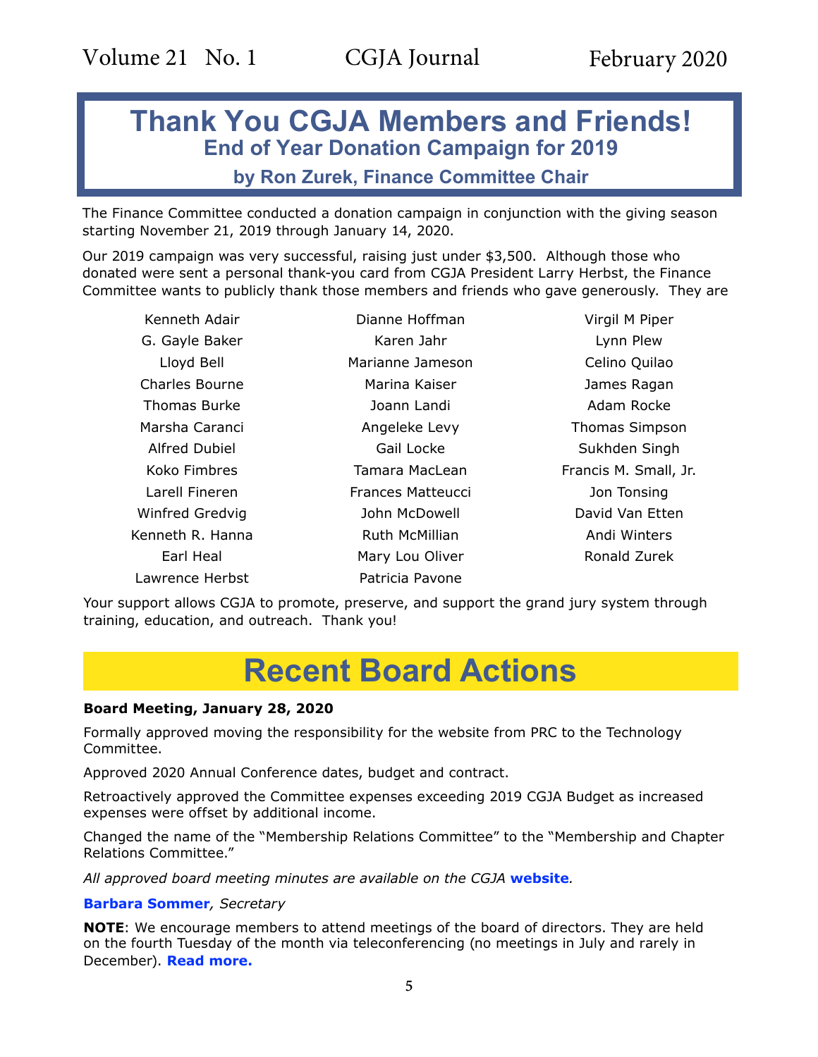# Thank You CGJA Members and Friends!

## End of Year Donation Campaign for 2019

### by Ron Zurek, Finance Committee Chair

The Finance Committee conducted a donation campaign in conjunction with the giving season starting November 21, 2019 through January 14, 2020.

Our 2019 campaign was very successful, raising just under $3,500. Although those who donated were sent a personal thank-you card from CGJA President Larry Herbst, the Finance Committee wants to publicly thank those members and friends who gave generously. They are

Kenneth Adair
G. Gayle Baker
Lloyd Bell
Charles Bourne
Thomas Burke
Marsha Caranci
Alfred Dubiel
Koko Fimbres
Larell Fineren
Winfred Gredvig
Kenneth R. Hanna
Earl Heal
Lawrence Herbst
Dianne Hoffman
Karen Jahr
Marianne Jameson
Marina Kaiser
Joann Landi
Angeleke Levy
Gail Locke
Tamara MacLean
Frances Matteucci
John McDowell
Ruth McMillian
Mary Lou Oliver
Patricia Pavone
Virgil M Piper
Lynn Plew
Celino Quilao
James Ragan
Adam Rocke
Thomas Simpson
Sukhden Singh
Francis M. Small, Jr.
Jon Tonsing
David Van Etten
Andi Winters
Ronald Zurek

Your support allows CGJA to promote, preserve, and support the grand jury system through training, education, and outreach. Thank you!

# Recent Board Actions

**Board Meeting, January 28, 2020**

Formally approved moving the responsibility for the website from PRC to the Technology Committee.

Approved 2020 Annual Conference dates, budget and contract.

Retroactively approved the Committee expenses exceeding 2019 CGJA Budget as increased expenses were offset by additional income.

Changed the name of the "Membership Relations Committee" to the "Membership and Chapter Relations Committee."

*All approved board meeting minutes are available on the CGJA* ***website****.*

**Barbara Sommer**, *Secretary*

**NOTE**: We encourage members to attend meetings of the board of directors. They are held on the fourth Tuesday of the month via teleconferencing (no meetings in July and rarely in December). **Read more.**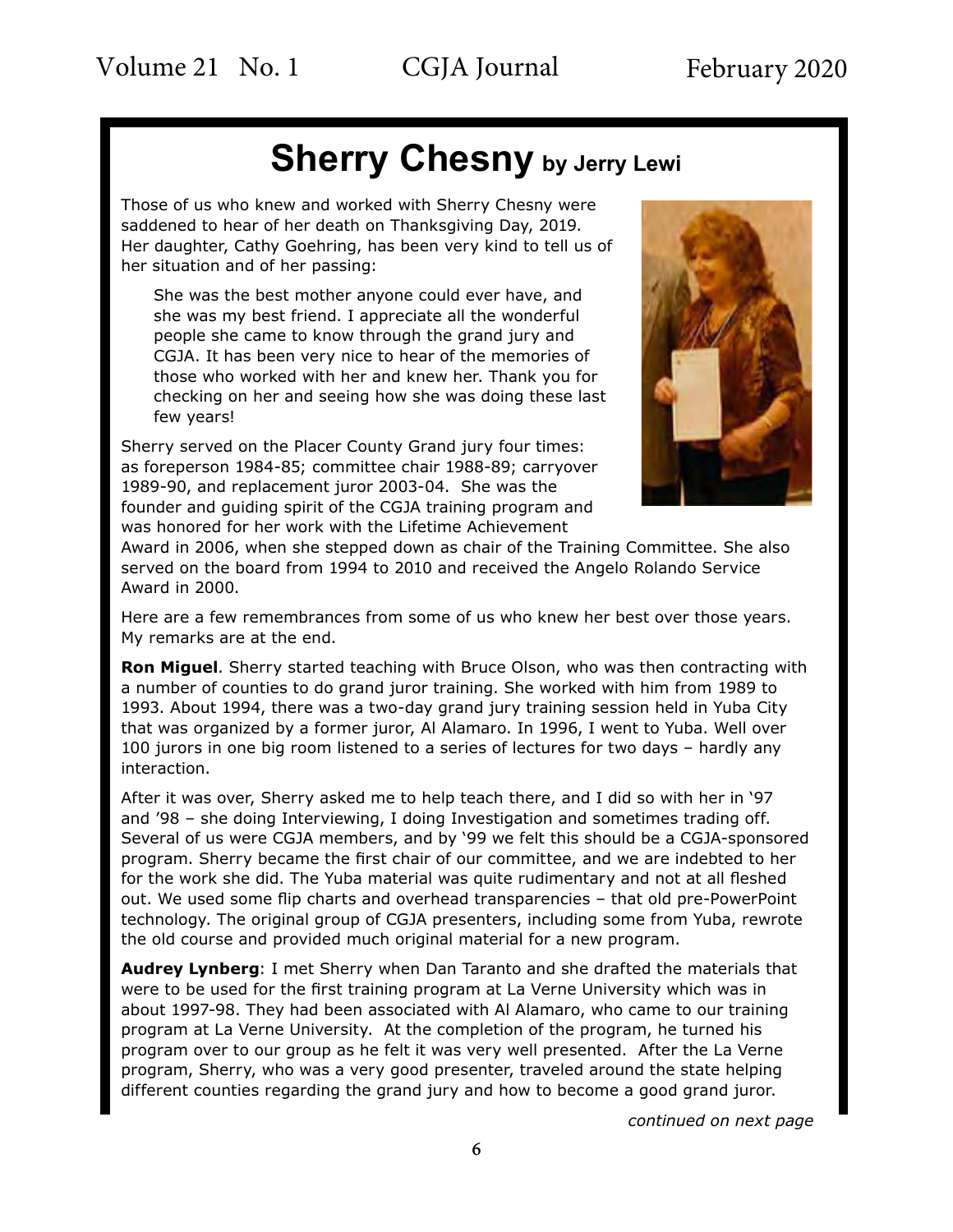# Sherry Chesny by Jerry Lewi

Those of us who knew and worked with Sherry Chesny were saddened to hear of her death on Thanksgiving Day, 2019. Her daughter, Cathy Goehring, has been very kind to tell us of her situation and of her passing:

> She was the best mother anyone could ever have, and she was my best friend. I appreciate all the wonderful people she came to know through the grand jury and CGJA. It has been very nice to hear of the memories of those who worked with her and knew her. Thank you for checking on her and seeing how she was doing these last few years!

Sherry served on the Placer County Grand jury four times: as foreperson 1984-85; committee chair 1988-89; carryover 1989-90, and replacement juror 2003-04. She was the founder and guiding spirit of the CGJA training program and was honored for her work with the Lifetime Achievement Award in 2006, when she stepped down as chair of the Training Committee. She also served on the board from 1994 to 2010 and received the Angelo Rolando Service Award in 2000.

Here are a few remembrances from some of us who knew her best over those years. My remarks are at the end.

**Ron Miguel**. Sherry started teaching with Bruce Olson, who was then contracting with a number of counties to do grand juror training. She worked with him from 1989 to 1993. About 1994, there was a two-day grand jury training session held in Yuba City that was organized by a former juror, Al Alamaro. In 1996, I went to Yuba. Well over 100 jurors in one big room listened to a series of lectures for two days – hardly any interaction.

After it was over, Sherry asked me to help teach there, and I did so with her in '97 and '98 – she doing Interviewing, I doing Investigation and sometimes trading off. Several of us were CGJA members, and by '99 we felt this should be a CGJA-sponsored program. Sherry became the first chair of our committee, and we are indebted to her for the work she did. The Yuba material was quite rudimentary and not at all fleshed out. We used some flip charts and overhead transparencies – that old pre-PowerPoint technology. The original group of CGJA presenters, including some from Yuba, rewrote the old course and provided much original material for a new program.

**Audrey Lynberg**: I met Sherry when Dan Taranto and she drafted the materials that were to be used for the first training program at La Verne University which was in about 1997-98. They had been associated with Al Alamaro, who came to our training program at La Verne University. At the completion of the program, he turned his program over to our group as he felt it was very well presented. After the La Verne program, Sherry, who was a very good presenter, traveled around the state helping different counties regarding the grand jury and how to become a good grand juror.

*continued on next page*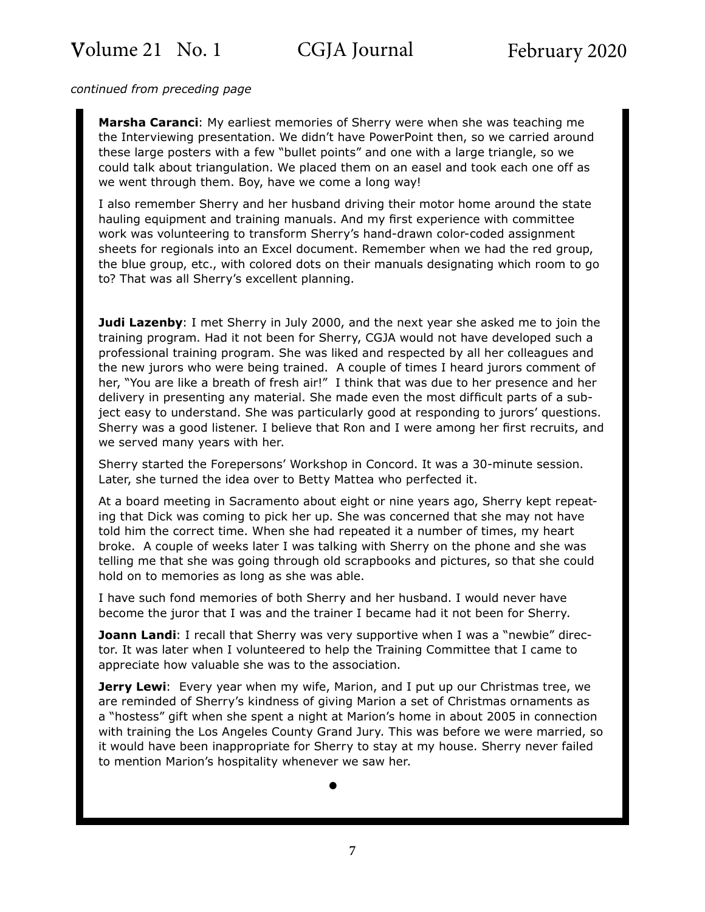*continued from preceding page*

**Marsha Caranci**: My earliest memories of Sherry were when she was teaching me the Interviewing presentation. We didn't have PowerPoint then, so we carried around these large posters with a few "bullet points" and one with a large triangle, so we could talk about triangulation. We placed them on an easel and took each one off as we went through them. Boy, have we come a long way!

I also remember Sherry and her husband driving their motor home around the state hauling equipment and training manuals. And my first experience with committee work was volunteering to transform Sherry's hand-drawn color-coded assignment sheets for regionals into an Excel document. Remember when we had the red group, the blue group, etc., with colored dots on their manuals designating which room to go to? That was all Sherry's excellent planning.

**Judi Lazenby**: I met Sherry in July 2000, and the next year she asked me to join the training program. Had it not been for Sherry, CGJA would not have developed such a professional training program. She was liked and respected by all her colleagues and the new jurors who were being trained. A couple of times I heard jurors comment of her, "You are like a breath of fresh air!" I think that was due to her presence and her delivery in presenting any material. She made even the most difficult parts of a subject easy to understand. She was particularly good at responding to jurors' questions. Sherry was a good listener. I believe that Ron and I were among her first recruits, and we served many years with her.

Sherry started the Forepersons' Workshop in Concord. It was a 30-minute session. Later, she turned the idea over to Betty Mattea who perfected it.

At a board meeting in Sacramento about eight or nine years ago, Sherry kept repeating that Dick was coming to pick her up. She was concerned that she may not have told him the correct time. When she had repeated it a number of times, my heart broke. A couple of weeks later I was talking with Sherry on the phone and she was telling me that she was going through old scrapbooks and pictures, so that she could hold on to memories as long as she was able.

I have such fond memories of both Sherry and her husband. I would never have become the juror that I was and the trainer I became had it not been for Sherry.

**Joann Landi**: I recall that Sherry was very supportive when I was a "newbie" director. It was later when I volunteered to help the Training Committee that I came to appreciate how valuable she was to the association.

**Jerry Lewi**: Every year when my wife, Marion, and I put up our Christmas tree, we are reminded of Sherry's kindness of giving Marion a set of Christmas ornaments as a "hostess" gift when she spent a night at Marion's home in about 2005 in connection with training the Los Angeles County Grand Jury. This was before we were married, so it would have been inappropriate for Sherry to stay at my house. Sherry never failed to mention Marion's hospitality whenever we saw her.

•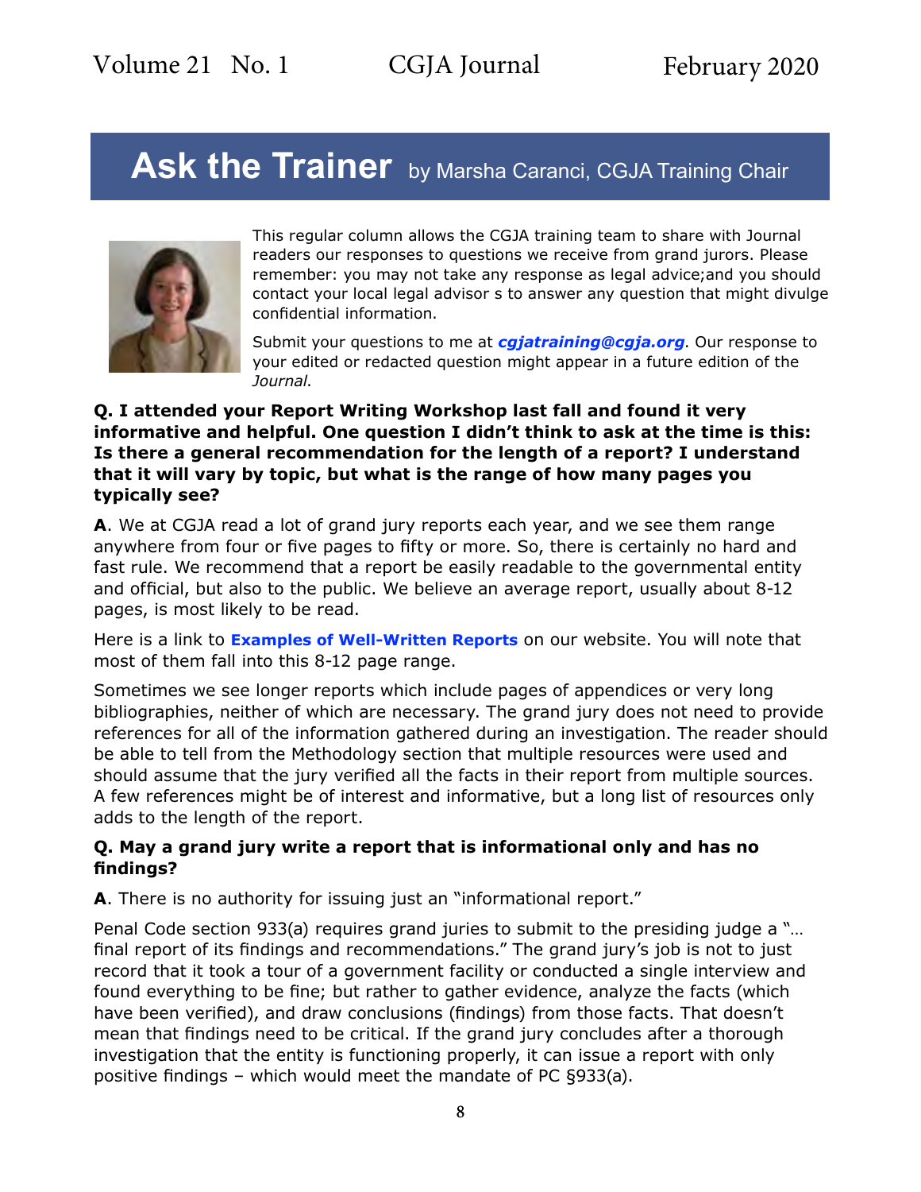# Ask the Trainer by Marsha Caranci, CGJA Training Chair

This regular column allows the CGJA training team to share with Journal readers our responses to questions we receive from grand jurors. Please remember: you may not take any response as legal advice;and you should contact your local legal advisor s to answer any question that might divulge confidential information.

Submit your questions to me at ***cgjatraining@cgja.org***. Our response to your edited or redacted question might appear in a future edition of the *Journal*.

**Q. I attended your Report Writing Workshop last fall and found it very informative and helpful. One question I didn't think to ask at the time is this: Is there a general recommendation for the length of a report? I understand that it will vary by topic, but what is the range of how many pages you typically see?**

**A**. We at CGJA read a lot of grand jury reports each year, and we see them range anywhere from four or five pages to fifty or more. So, there is certainly no hard and fast rule. We recommend that a report be easily readable to the governmental entity and official, but also to the public. We believe an average report, usually about 8-12 pages, is most likely to be read.

Here is a link to **Examples of Well-Written Reports** on our website. You will note that most of them fall into this 8-12 page range.

Sometimes we see longer reports which include pages of appendices or very long bibliographies, neither of which are necessary. The grand jury does not need to provide references for all of the information gathered during an investigation. The reader should be able to tell from the Methodology section that multiple resources were used and should assume that the jury verified all the facts in their report from multiple sources. A few references might be of interest and informative, but a long list of resources only adds to the length of the report.

**Q. May a grand jury write a report that is informational only and has no findings?**

**A**. There is no authority for issuing just an "informational report."

Penal Code section 933(a) requires grand juries to submit to the presiding judge a "… final report of its findings and recommendations." The grand jury's job is not to just record that it took a tour of a government facility or conducted a single interview and found everything to be fine; but rather to gather evidence, analyze the facts (which have been verified), and draw conclusions (findings) from those facts. That doesn't mean that findings need to be critical. If the grand jury concludes after a thorough investigation that the entity is functioning properly, it can issue a report with only positive findings – which would meet the mandate of PC §933(a).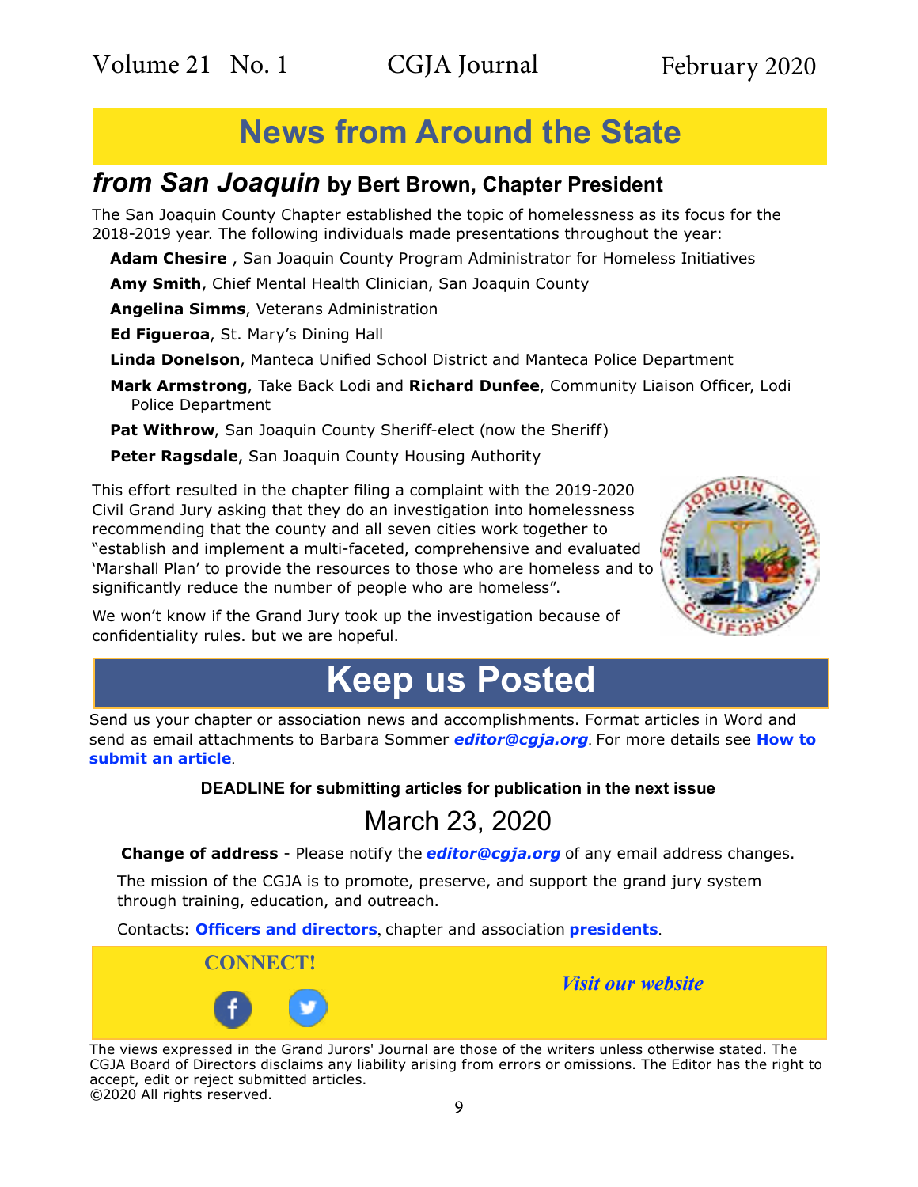# News from Around the State

## *from San Joaquin* by Bert Brown, Chapter President

The San Joaquin County Chapter established the topic of homelessness as its focus for the 2018-2019 year. The following individuals made presentations throughout the year:

**Adam Chesire** , San Joaquin County Program Administrator for Homeless Initiatives

**Amy Smith**, Chief Mental Health Clinician, San Joaquin County

**Angelina Simms**, Veterans Administration

**Ed Figueroa**, St. Mary's Dining Hall

**Linda Donelson**, Manteca Unified School District and Manteca Police Department

**Mark Armstrong**, Take Back Lodi and **Richard Dunfee**, Community Liaison Officer, Lodi Police Department

**Pat Withrow**, San Joaquin County Sheriff-elect (now the Sheriff)

**Peter Ragsdale**, San Joaquin County Housing Authority

This effort resulted in the chapter filing a complaint with the 2019-2020 Civil Grand Jury asking that they do an investigation into homelessness recommending that the county and all seven cities work together to "establish and implement a multi-faceted, comprehensive and evaluated 'Marshall Plan' to provide the resources to those who are homeless and to significantly reduce the number of people who are homeless".

We won't know if the Grand Jury took up the investigation because of confidentiality rules. but we are hopeful.

# Keep us Posted

Send us your chapter or association news and accomplishments. Format articles in Word and send as email attachments to Barbara Sommer ***editor@cgja.org***. For more details see **How to submit an article**.

**DEADLINE for submitting articles for publication in the next issue**

March 23, 2020

**Change of address** - Please notify the ***editor@cgja.org*** of any email address changes.

The mission of the CGJA is to promote, preserve, and support the grand jury system through training, education, and outreach.

Contacts: **Officers and directors**, chapter and association **presidents**.

**CONNECT!**

***Visit our website***

The views expressed in the Grand Jurors' Journal are those of the writers unless otherwise stated. The CGJA Board of Directors disclaims any liability arising from errors or omissions. The Editor has the right to accept, edit or reject submitted articles.
©2020 All rights reserved.